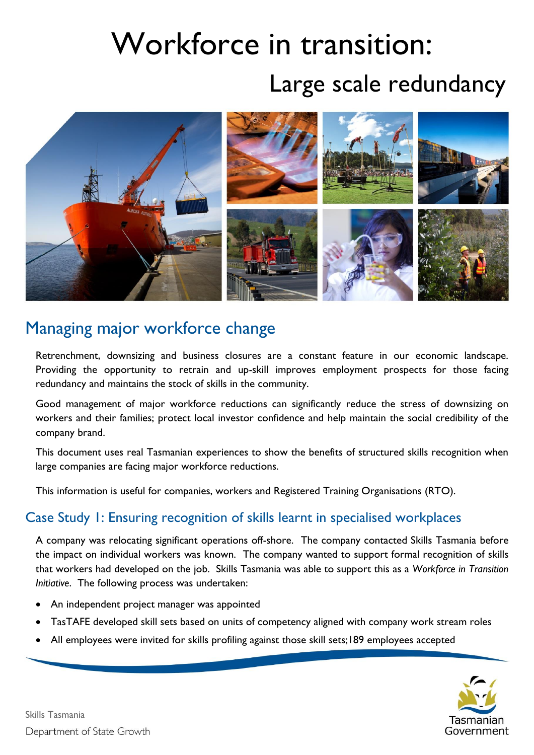# Workforce in transition:

## Large scale redundancy

## Managing major workforce change

Retrenchment, downsizing and business closures are a constant feature in our economic landscape. Providing the opportunity to retrain and up-skill improves employment prospects for those facing redundancy and maintains the stock of skills in the community.

Good management of major workforce reductions can significantly reduce the stress of downsizing on workers and their families; protect local investor confidence and help maintain the social credibility of the company brand.

This document uses real Tasmanian experiences to show the benefits of structured skills recognition when large companies are facing major workforce reductions.

This information is useful for companies, workers and Registered Training Organisations (RTO).

### Case Study 1: Ensuring recognition of skills learnt in specialised workplaces

A company was relocating significant operations off-shore. The company contacted Skills Tasmania before the impact on individual workers was known. The company wanted to support formal recognition of skills that workers had developed on the job. Skills Tasmania was able to support this as a *Workforce in Transition Initiative*. The following process was undertaken:

- An independent project manager was appointed
- TasTAFE developed skill sets based on units of competency aligned with company work stream roles
- All employees were invited for skills profiling against those skill sets;189 employees accepted

Skills Tasmania

Department of State Growth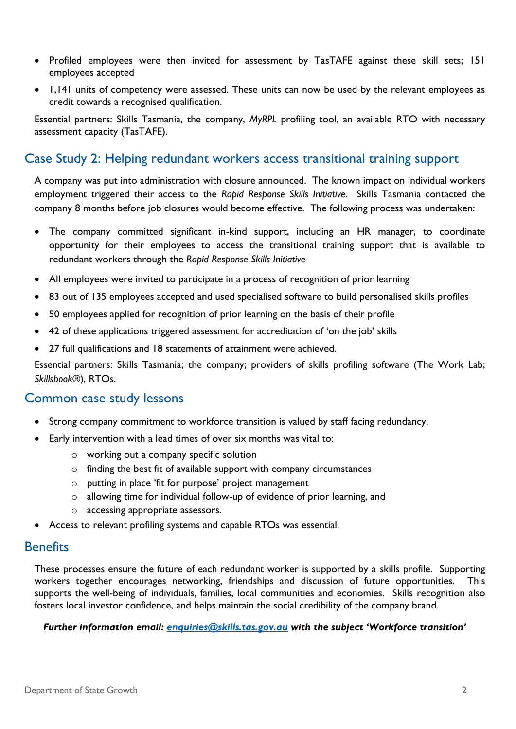- Profiled employees were then invited for assessment by TasTAFE against these skill sets; 151 employees accepted
- 1,141 units of competency were assessed. These units can now be used by the relevant employees as credit towards a recognised qualification.

Essential partners: Skills Tasmania, the company, *MyRPL* profiling tool, an available RTO with necessary assessment capacity (TasTAFE).

## Case Study 2: Helping redundant workers access transitional training support

A company was put into administration with closure announced. The known impact on individual workers employment triggered their access to the *Rapid Response Skills Initiative*. Skills Tasmania contacted the company 8 months before job closures would become effective. The following process was undertaken:

- The company committed significant in-kind support, including an HR manager, to coordinate opportunity for their employees to access the transitional training support that is available to redundant workers through the *Rapid Response Skills Initiative*
- All employees were invited to participate in a process of recognition of prior learning
- 83 out of 135 employees accepted and used specialised software to build personalised skills profiles
- 50 employees applied for recognition of prior learning on the basis of their profile
- 42 of these applications triggered assessment for accreditation of 'on the job' skills
- 27 full qualifications and 18 statements of attainment were achieved.

Essential partners: Skills Tasmania; the company; providers of skills profiling software (The Work Lab; *Skillsbook®*), RTOs.

## Common case study lessons

- Strong company commitment to workforce transition is valued by staff facing redundancy.
- Early intervention with a lead times of over six months was vital to:
  - working out a company specific solution
  - finding the best fit of available support with company circumstances
  - putting in place 'fit for purpose' project management
  - allowing time for individual follow-up of evidence of prior learning, and
  - accessing appropriate assessors.
- Access to relevant profiling systems and capable RTOs was essential.

## Benefits

These processes ensure the future of each redundant worker is supported by a skills profile. Supporting workers together encourages networking, friendships and discussion of future opportunities. This supports the well-being of individuals, families, local communities and economies. Skills recognition also fosters local investor confidence, and helps maintain the social credibility of the company brand.

***Further information email: [enquiries@skills.tas.gov.au](mailto:enquiries@skills.tas.gov.au) with the subject 'Workforce transition'***